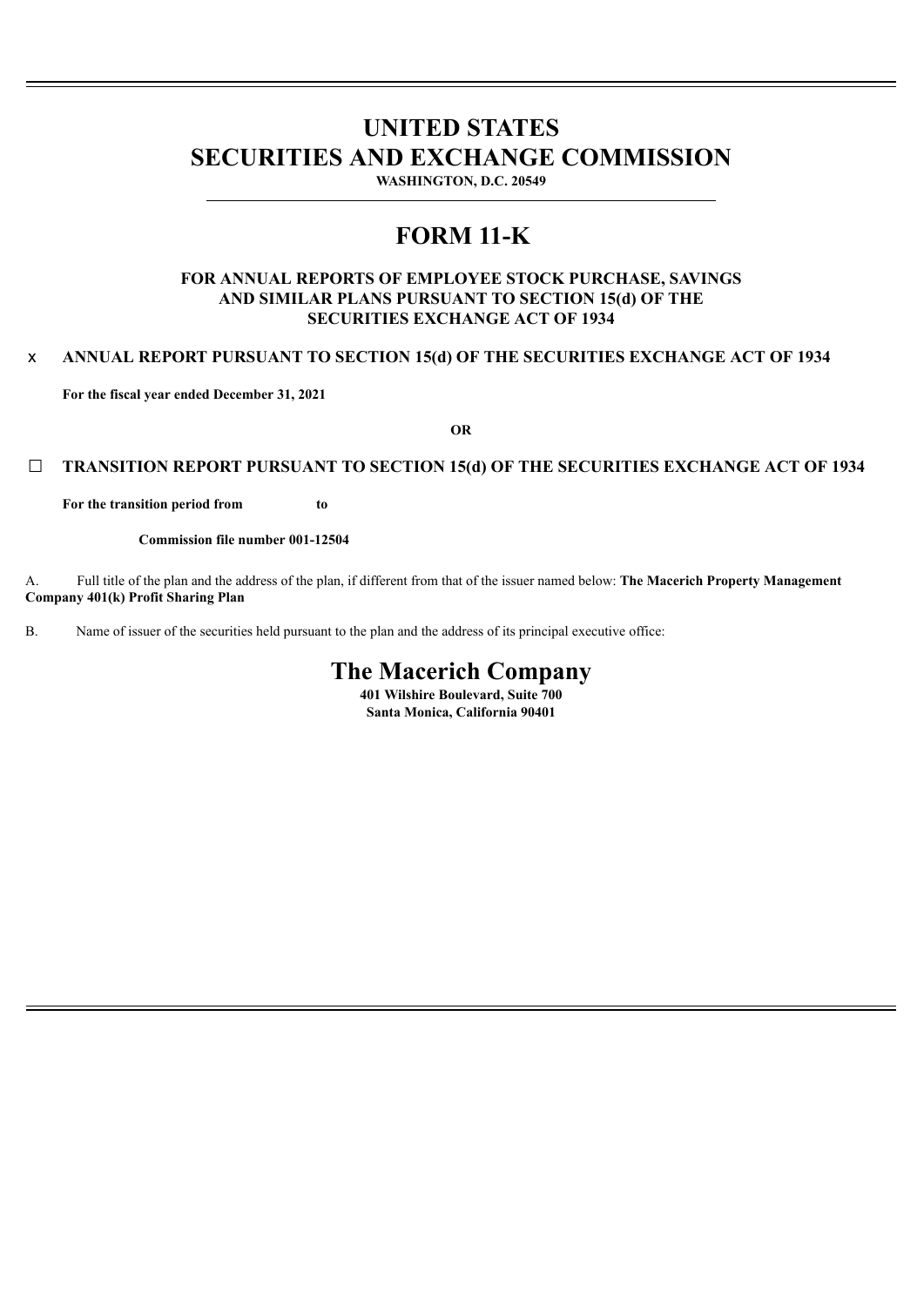# UNITED STATES
# SECURITIES AND EXCHANGE COMMISSION

**WASHINGTON, D.C. 20549**

# FORM 11-K

**FOR ANNUAL REPORTS OF EMPLOYEE STOCK PURCHASE, SAVINGS AND SIMILAR PLANS PURSUANT TO SECTION 15(d) OF THE SECURITIES EXCHANGE ACT OF 1934**

x **ANNUAL REPORT PURSUANT TO SECTION 15(d) OF THE SECURITIES EXCHANGE ACT OF 1934**

**For the fiscal year ended December 31, 2021**

**OR**

☐ **TRANSITION REPORT PURSUANT TO SECTION 15(d) OF THE SECURITIES EXCHANGE ACT OF 1934**

**For the transition period from to**

**Commission file number 001-12504**

A. Full title of the plan and the address of the plan, if different from that of the issuer named below: **The Macerich Property Management Company 401(k) Profit Sharing Plan**

B. Name of issuer of the securities held pursuant to the plan and the address of its principal executive office:

## The Macerich Company

**401 Wilshire Boulevard, Suite 700**
**Santa Monica, California 90401**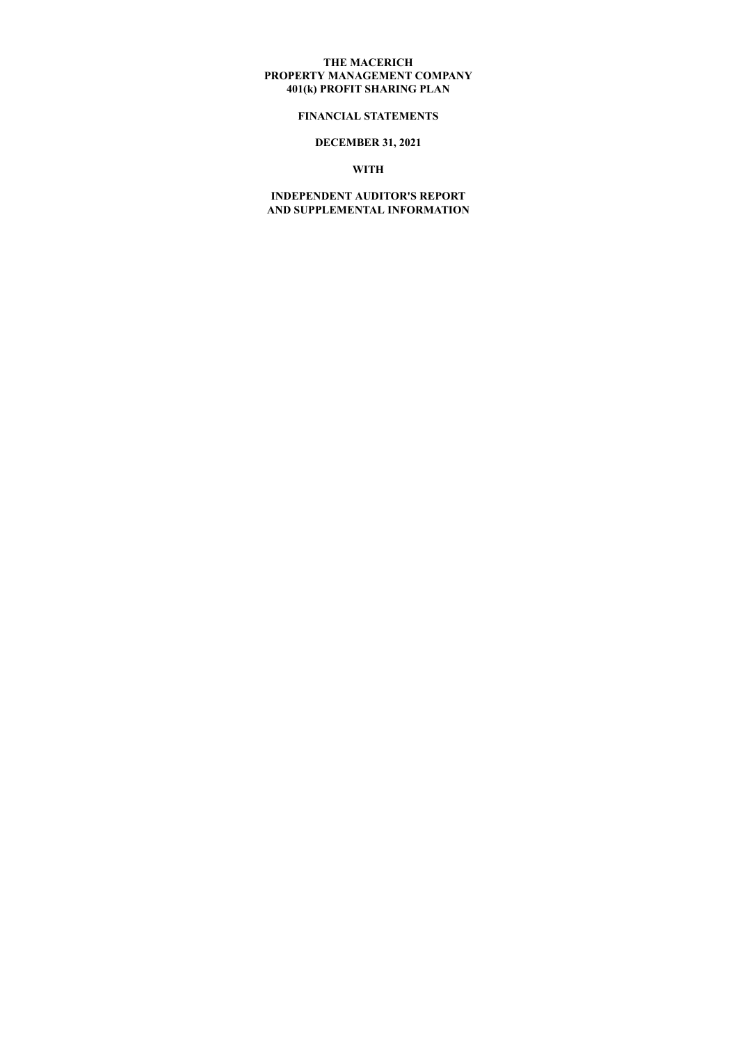**THE MACERICH**
**PROPERTY MANAGEMENT COMPANY**
**401(k) PROFIT SHARING PLAN**

**FINANCIAL STATEMENTS**

**DECEMBER 31, 2021**

**WITH**

**INDEPENDENT AUDITOR'S REPORT**
**AND SUPPLEMENTAL INFORMATION**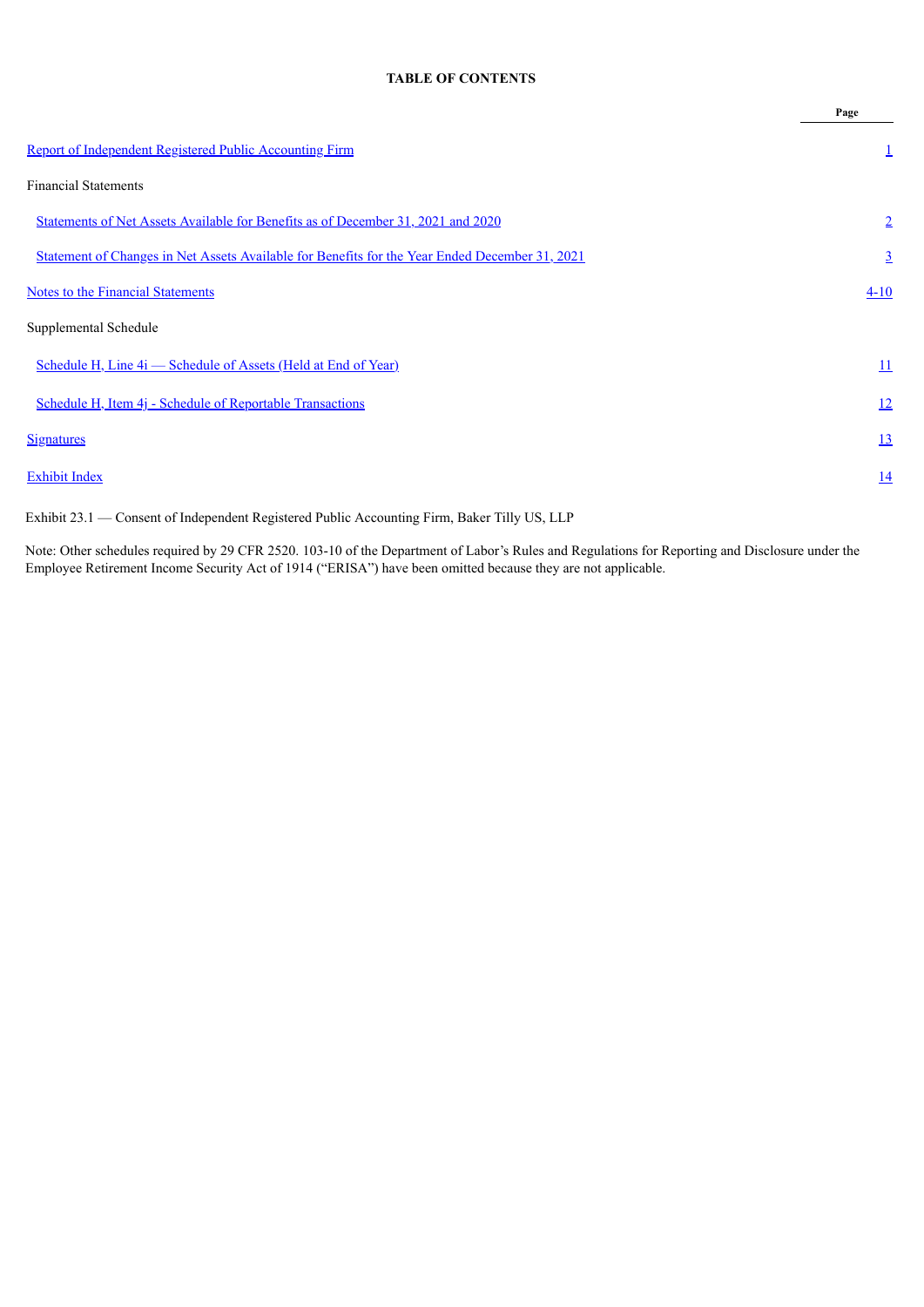**TABLE OF CONTENTS**

| | Page |
|---|---|
| Report of Independent Registered Public Accounting Firm | 1 |
| Financial Statements | |
| Statements of Net Assets Available for Benefits as of December 31, 2021 and 2020 | 2 |
| Statement of Changes in Net Assets Available for Benefits for the Year Ended December 31, 2021 | 3 |
| Notes to the Financial Statements | 4-10 |
| Supplemental Schedule | |
| Schedule H, Line 4i — Schedule of Assets (Held at End of Year) | 11 |
| Schedule H, Item 4j - Schedule of Reportable Transactions | 12 |
| Signatures | 13 |
| Exhibit Index | 14 |

Exhibit 23.1 — Consent of Independent Registered Public Accounting Firm, Baker Tilly US, LLP

Note: Other schedules required by 29 CFR 2520. 103-10 of the Department of Labor's Rules and Regulations for Reporting and Disclosure under the Employee Retirement Income Security Act of 1914 ("ERISA") have been omitted because they are not applicable.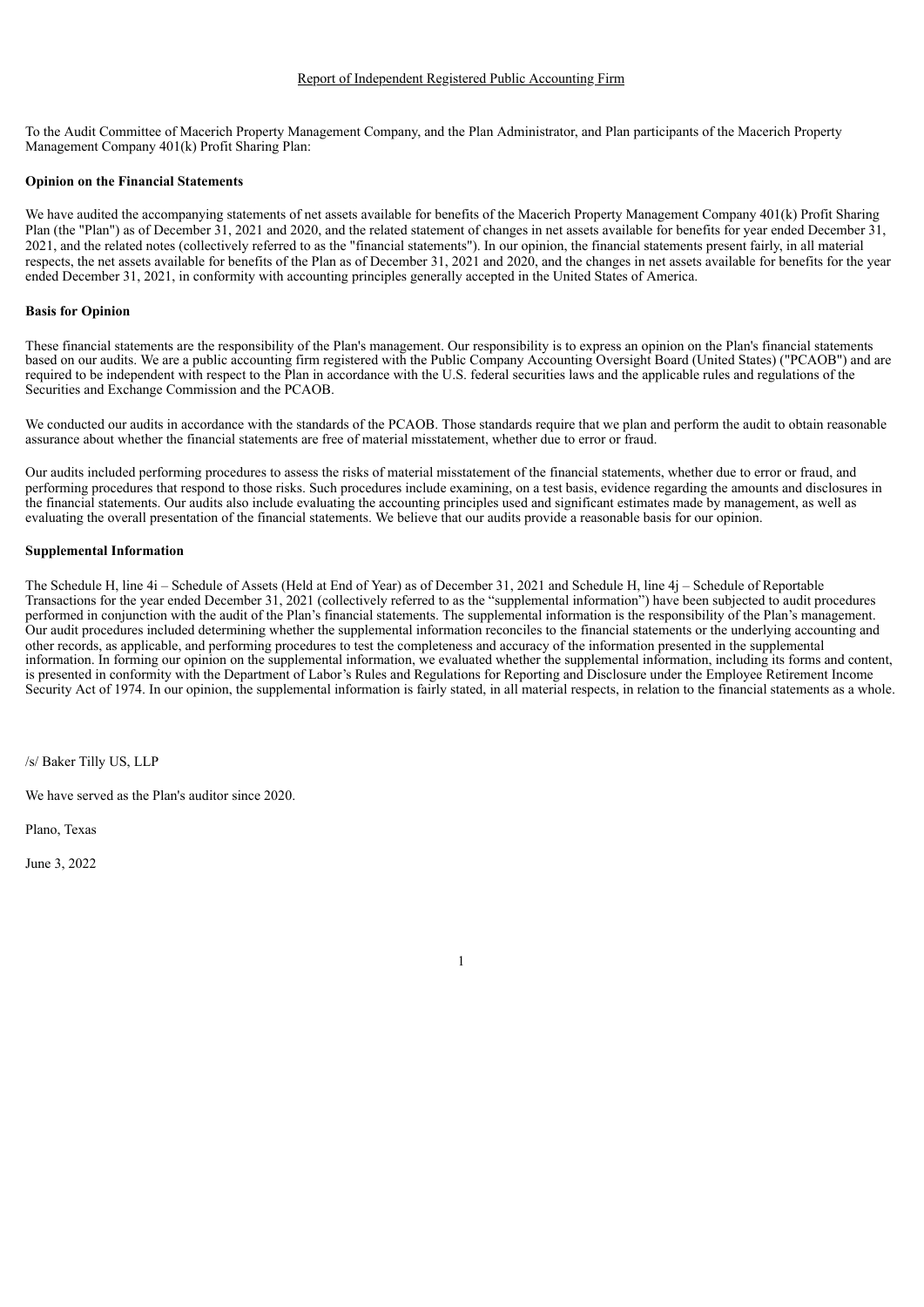Report of Independent Registered Public Accounting Firm

To the Audit Committee of Macerich Property Management Company, and the Plan Administrator, and Plan participants of the Macerich Property Management Company 401(k) Profit Sharing Plan:

**Opinion on the Financial Statements**

We have audited the accompanying statements of net assets available for benefits of the Macerich Property Management Company 401(k) Profit Sharing Plan (the "Plan") as of December 31, 2021 and 2020, and the related statement of changes in net assets available for benefits for year ended December 31, 2021, and the related notes (collectively referred to as the "financial statements"). In our opinion, the financial statements present fairly, in all material respects, the net assets available for benefits of the Plan as of December 31, 2021 and 2020, and the changes in net assets available for benefits for the year ended December 31, 2021, in conformity with accounting principles generally accepted in the United States of America.

**Basis for Opinion**

These financial statements are the responsibility of the Plan's management. Our responsibility is to express an opinion on the Plan's financial statements based on our audits. We are a public accounting firm registered with the Public Company Accounting Oversight Board (United States) ("PCAOB") and are required to be independent with respect to the Plan in accordance with the U.S. federal securities laws and the applicable rules and regulations of the Securities and Exchange Commission and the PCAOB.

We conducted our audits in accordance with the standards of the PCAOB. Those standards require that we plan and perform the audit to obtain reasonable assurance about whether the financial statements are free of material misstatement, whether due to error or fraud.

Our audits included performing procedures to assess the risks of material misstatement of the financial statements, whether due to error or fraud, and performing procedures that respond to those risks. Such procedures include examining, on a test basis, evidence regarding the amounts and disclosures in the financial statements. Our audits also include evaluating the accounting principles used and significant estimates made by management, as well as evaluating the overall presentation of the financial statements. We believe that our audits provide a reasonable basis for our opinion.

**Supplemental Information**

The Schedule H, line 4i – Schedule of Assets (Held at End of Year) as of December 31, 2021 and Schedule H, line 4j – Schedule of Reportable Transactions for the year ended December 31, 2021 (collectively referred to as the "supplemental information") have been subjected to audit procedures performed in conjunction with the audit of the Plan's financial statements. The supplemental information is the responsibility of the Plan's management. Our audit procedures included determining whether the supplemental information reconciles to the financial statements or the underlying accounting and other records, as applicable, and performing procedures to test the completeness and accuracy of the information presented in the supplemental information. In forming our opinion on the supplemental information, we evaluated whether the supplemental information, including its forms and content, is presented in conformity with the Department of Labor's Rules and Regulations for Reporting and Disclosure under the Employee Retirement Income Security Act of 1974. In our opinion, the supplemental information is fairly stated, in all material respects, in relation to the financial statements as a whole.

/s/ Baker Tilly US, LLP

We have served as the Plan's auditor since 2020.

Plano, Texas

June 3, 2022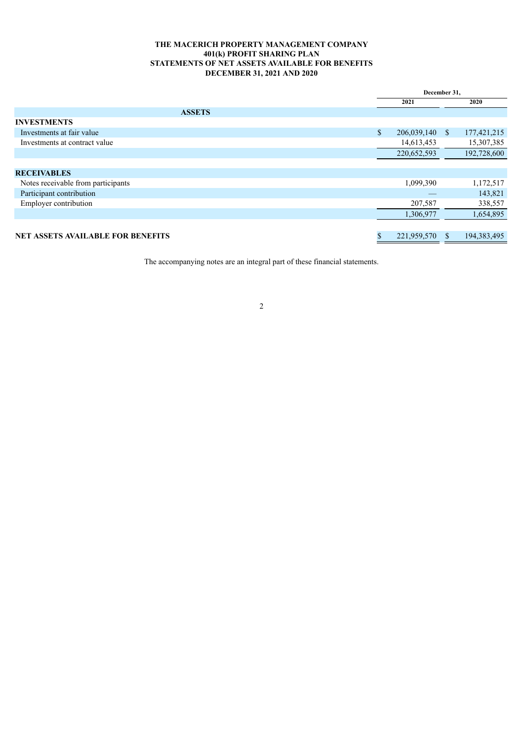**THE MACERICH PROPERTY MANAGEMENT COMPANY**
**401(k) PROFIT SHARING PLAN**
**STATEMENTS OF NET ASSETS AVAILABLE FOR BENEFITS**
**DECEMBER 31, 2021 AND 2020**

| | December 31, | |
|---|---|---|
| | 2021 | 2020 |
| **ASSETS** | | |
| **INVESTMENTS** | | |
| Investments at fair value | $ 206,039,140 | $ 177,421,215 |
| Investments at contract value | 14,613,453 | 15,307,385 |
| | 220,652,593 | 192,728,600 |
| | | |
| **RECEIVABLES** | | |
| Notes receivable from participants | 1,099,390 | 1,172,517 |
| Participant contribution | — | 143,821 |
| Employer contribution | 207,587 | 338,557 |
| | 1,306,977 | 1,654,895 |
| | | |
| **NET ASSETS AVAILABLE FOR BENEFITS** | $ 221,959,570 | $ 194,383,495 |

The accompanying notes are an integral part of these financial statements.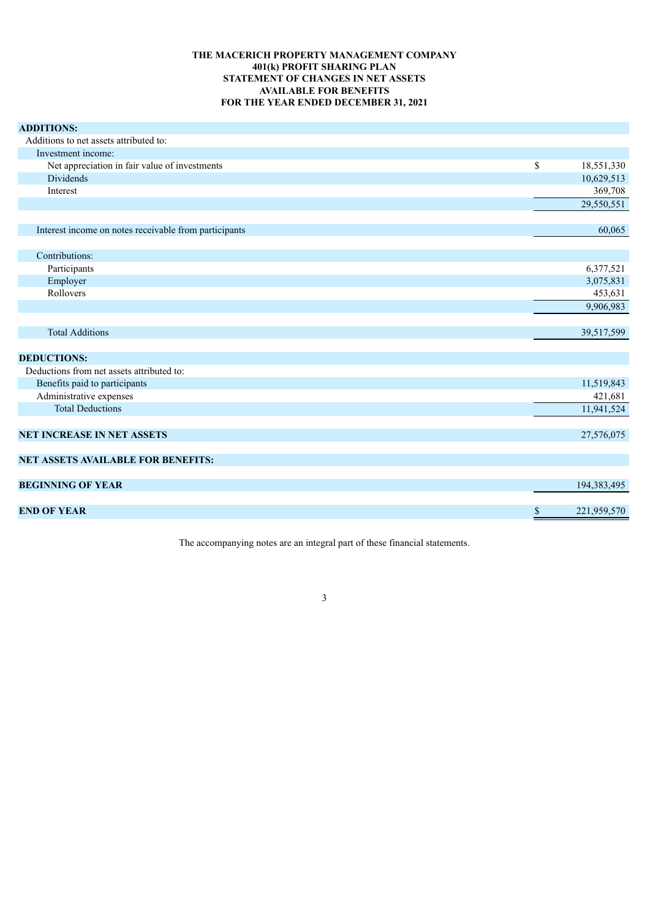**THE MACERICH PROPERTY MANAGEMENT COMPANY**
**401(k) PROFIT SHARING PLAN**
**STATEMENT OF CHANGES IN NET ASSETS**
**AVAILABLE FOR BENEFITS**
**FOR THE YEAR ENDED DECEMBER 31, 2021**

| | |
|---|---|
| **ADDITIONS:** | |
| Additions to net assets attributed to: | |
| Investment income: | |
| Net appreciation in fair value of investments | $ 18,551,330 |
| Dividends | 10,629,513 |
| Interest | 369,708 |
| | 29,550,551 |
| Interest income on notes receivable from participants | 60,065 |
| Contributions: | |
| Participants | 6,377,521 |
| Employer | 3,075,831 |
| Rollovers | 453,631 |
| | 9,906,983 |
| Total Additions | 39,517,599 |
| **DEDUCTIONS:** | |
| Deductions from net assets attributed to: | |
| Benefits paid to participants | 11,519,843 |
| Administrative expenses | 421,681 |
| Total Deductions | 11,941,524 |
| **NET INCREASE IN NET ASSETS** | 27,576,075 |
| **NET ASSETS AVAILABLE FOR BENEFITS:** | |
| **BEGINNING OF YEAR** | 194,383,495 |
| **END OF YEAR** | $ 221,959,570 |

The accompanying notes are an integral part of these financial statements.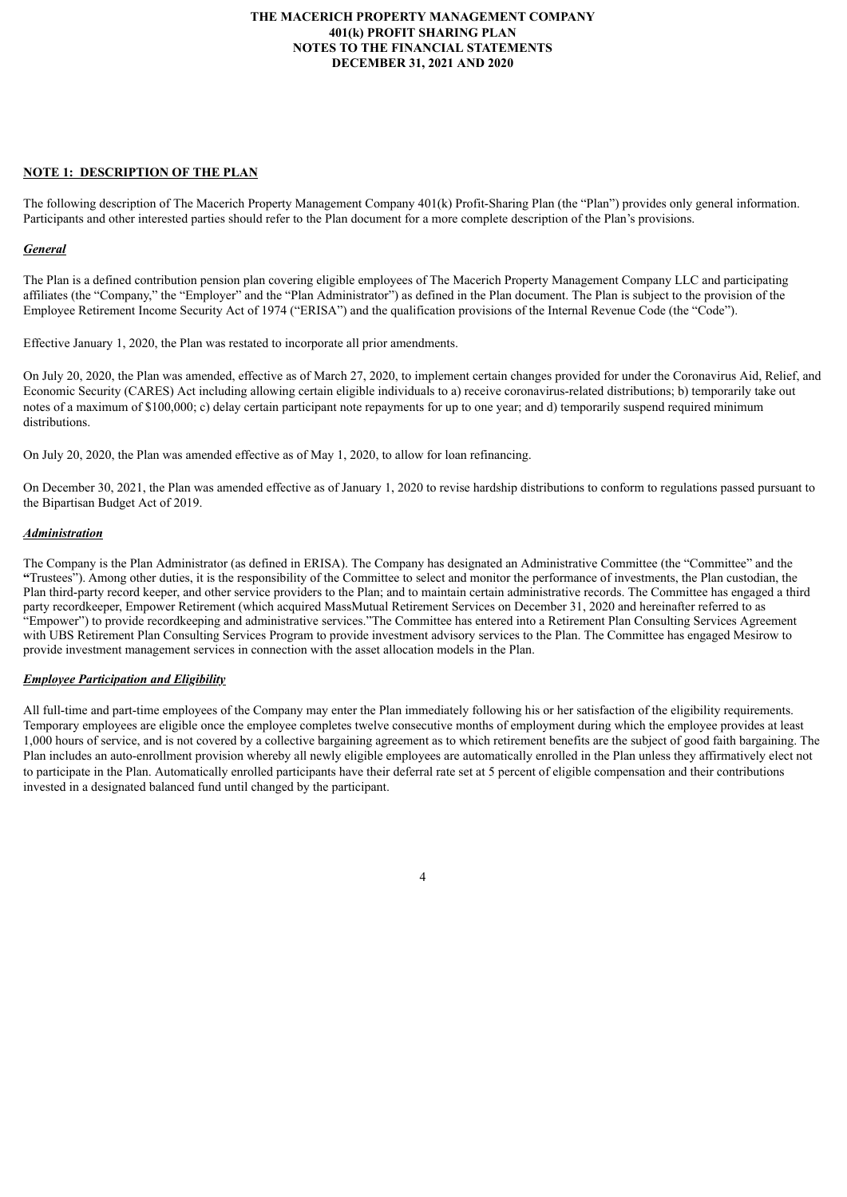## NOTE 1: DESCRIPTION OF THE PLAN

The following description of The Macerich Property Management Company 401(k) Profit-Sharing Plan (the "Plan") provides only general information. Participants and other interested parties should refer to the Plan document for a more complete description of the Plan's provisions.

### *General*

The Plan is a defined contribution pension plan covering eligible employees of The Macerich Property Management Company LLC and participating affiliates (the "Company," the "Employer" and the "Plan Administrator") as defined in the Plan document. The Plan is subject to the provision of the Employee Retirement Income Security Act of 1974 ("ERISA") and the qualification provisions of the Internal Revenue Code (the "Code").

Effective January 1, 2020, the Plan was restated to incorporate all prior amendments.

On July 20, 2020, the Plan was amended, effective as of March 27, 2020, to implement certain changes provided for under the Coronavirus Aid, Relief, and Economic Security (CARES) Act including allowing certain eligible individuals to a) receive coronavirus-related distributions; b) temporarily take out notes of a maximum of $100,000; c) delay certain participant note repayments for up to one year; and d) temporarily suspend required minimum distributions.

On July 20, 2020, the Plan was amended effective as of May 1, 2020, to allow for loan refinancing.

On December 30, 2021, the Plan was amended effective as of January 1, 2020 to revise hardship distributions to conform to regulations passed pursuant to the Bipartisan Budget Act of 2019.

### *Administration*

The Company is the Plan Administrator (as defined in ERISA). The Company has designated an Administrative Committee (the "Committee" and the "Trustees"). Among other duties, it is the responsibility of the Committee to select and monitor the performance of investments, the Plan custodian, the Plan third-party record keeper, and other service providers to the Plan; and to maintain certain administrative records. The Committee has engaged a third party recordkeeper, Empower Retirement (which acquired MassMutual Retirement Services on December 31, 2020 and hereinafter referred to as "Empower") to provide recordkeeping and administrative services."The Committee has entered into a Retirement Plan Consulting Services Agreement with UBS Retirement Plan Consulting Services Program to provide investment advisory services to the Plan. The Committee has engaged Mesirow to provide investment management services in connection with the asset allocation models in the Plan.

### *Employee Participation and Eligibility*

All full-time and part-time employees of the Company may enter the Plan immediately following his or her satisfaction of the eligibility requirements. Temporary employees are eligible once the employee completes twelve consecutive months of employment during which the employee provides at least 1,000 hours of service, and is not covered by a collective bargaining agreement as to which retirement benefits are the subject of good faith bargaining. The Plan includes an auto-enrollment provision whereby all newly eligible employees are automatically enrolled in the Plan unless they affirmatively elect not to participate in the Plan. Automatically enrolled participants have their deferral rate set at 5 percent of eligible compensation and their contributions invested in a designated balanced fund until changed by the participant.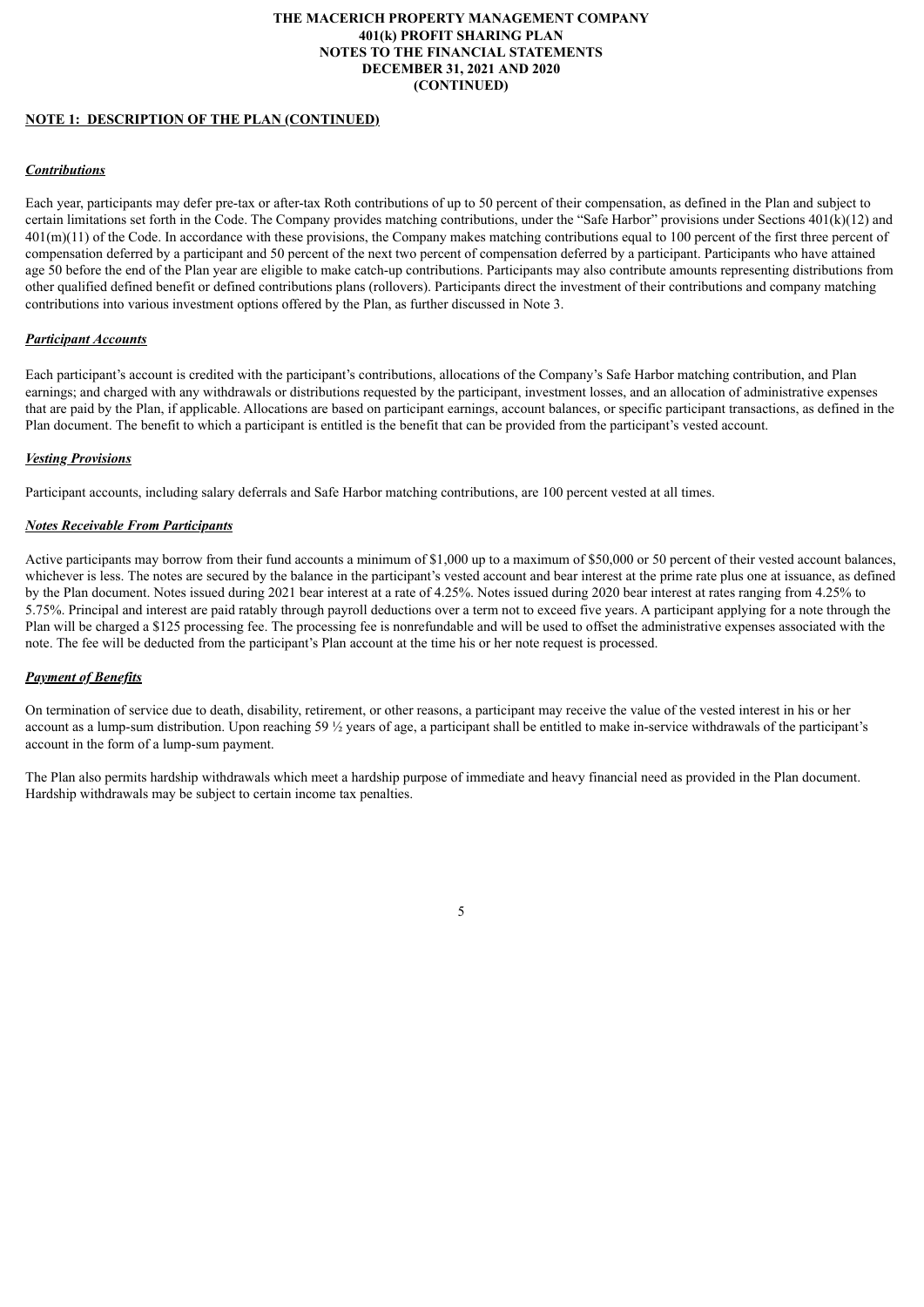**NOTE 1: DESCRIPTION OF THE PLAN (CONTINUED)**

***Contributions***

Each year, participants may defer pre-tax or after-tax Roth contributions of up to 50 percent of their compensation, as defined in the Plan and subject to certain limitations set forth in the Code. The Company provides matching contributions, under the "Safe Harbor" provisions under Sections 401(k)(12) and 401(m)(11) of the Code. In accordance with these provisions, the Company makes matching contributions equal to 100 percent of the first three percent of compensation deferred by a participant and 50 percent of the next two percent of compensation deferred by a participant. Participants who have attained age 50 before the end of the Plan year are eligible to make catch-up contributions. Participants may also contribute amounts representing distributions from other qualified defined benefit or defined contributions plans (rollovers). Participants direct the investment of their contributions and company matching contributions into various investment options offered by the Plan, as further discussed in Note 3.

***Participant Accounts***

Each participant's account is credited with the participant's contributions, allocations of the Company's Safe Harbor matching contribution, and Plan earnings; and charged with any withdrawals or distributions requested by the participant, investment losses, and an allocation of administrative expenses that are paid by the Plan, if applicable. Allocations are based on participant earnings, account balances, or specific participant transactions, as defined in the Plan document. The benefit to which a participant is entitled is the benefit that can be provided from the participant's vested account.

***Vesting Provisions***

Participant accounts, including salary deferrals and Safe Harbor matching contributions, are 100 percent vested at all times.

***Notes Receivable From Participants***

Active participants may borrow from their fund accounts a minimum of $1,000 up to a maximum of $50,000 or 50 percent of their vested account balances, whichever is less. The notes are secured by the balance in the participant's vested account and bear interest at the prime rate plus one at issuance, as defined by the Plan document. Notes issued during 2021 bear interest at a rate of 4.25%. Notes issued during 2020 bear interest at rates ranging from 4.25% to 5.75%. Principal and interest are paid ratably through payroll deductions over a term not to exceed five years. A participant applying for a note through the Plan will be charged a $125 processing fee. The processing fee is nonrefundable and will be used to offset the administrative expenses associated with the note. The fee will be deducted from the participant's Plan account at the time his or her note request is processed.

***Payment of Benefits***

On termination of service due to death, disability, retirement, or other reasons, a participant may receive the value of the vested interest in his or her account as a lump-sum distribution. Upon reaching 59 ½ years of age, a participant shall be entitled to make in-service withdrawals of the participant's account in the form of a lump-sum payment.

The Plan also permits hardship withdrawals which meet a hardship purpose of immediate and heavy financial need as provided in the Plan document. Hardship withdrawals may be subject to certain income tax penalties.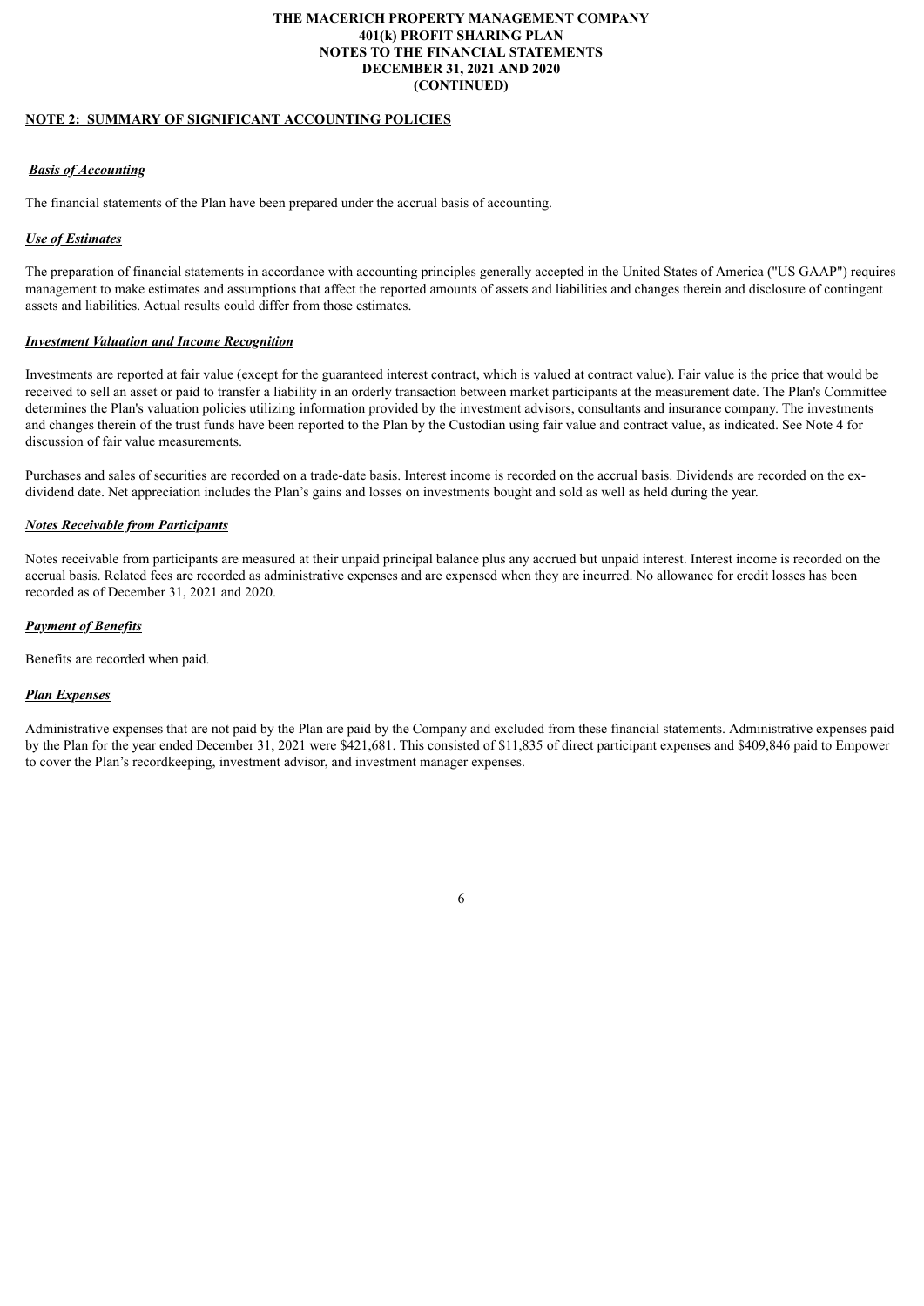**THE MACERICH PROPERTY MANAGEMENT COMPANY**
**401(k) PROFIT SHARING PLAN**
**NOTES TO THE FINANCIAL STATEMENTS**
**DECEMBER 31, 2021 AND 2020**
**(CONTINUED)**

## NOTE 2: SUMMARY OF SIGNIFICANT ACCOUNTING POLICIES

### *Basis of Accounting*

The financial statements of the Plan have been prepared under the accrual basis of accounting.

### *Use of Estimates*

The preparation of financial statements in accordance with accounting principles generally accepted in the United States of America ("US GAAP") requires management to make estimates and assumptions that affect the reported amounts of assets and liabilities and changes therein and disclosure of contingent assets and liabilities. Actual results could differ from those estimates.

### *Investment Valuation and Income Recognition*

Investments are reported at fair value (except for the guaranteed interest contract, which is valued at contract value). Fair value is the price that would be received to sell an asset or paid to transfer a liability in an orderly transaction between market participants at the measurement date. The Plan's Committee determines the Plan's valuation policies utilizing information provided by the investment advisors, consultants and insurance company. The investments and changes therein of the trust funds have been reported to the Plan by the Custodian using fair value and contract value, as indicated. See Note 4 for discussion of fair value measurements.

Purchases and sales of securities are recorded on a trade-date basis. Interest income is recorded on the accrual basis. Dividends are recorded on the ex-dividend date. Net appreciation includes the Plan's gains and losses on investments bought and sold as well as held during the year.

### *Notes Receivable from Participants*

Notes receivable from participants are measured at their unpaid principal balance plus any accrued but unpaid interest. Interest income is recorded on the accrual basis. Related fees are recorded as administrative expenses and are expensed when they are incurred. No allowance for credit losses has been recorded as of December 31, 2021 and 2020.

### *Payment of Benefits*

Benefits are recorded when paid.

### *Plan Expenses*

Administrative expenses that are not paid by the Plan are paid by the Company and excluded from these financial statements. Administrative expenses paid by the Plan for the year ended December 31, 2021 were $421,681. This consisted of $11,835 of direct participant expenses and $409,846 paid to Empower to cover the Plan's recordkeeping, investment advisor, and investment manager expenses.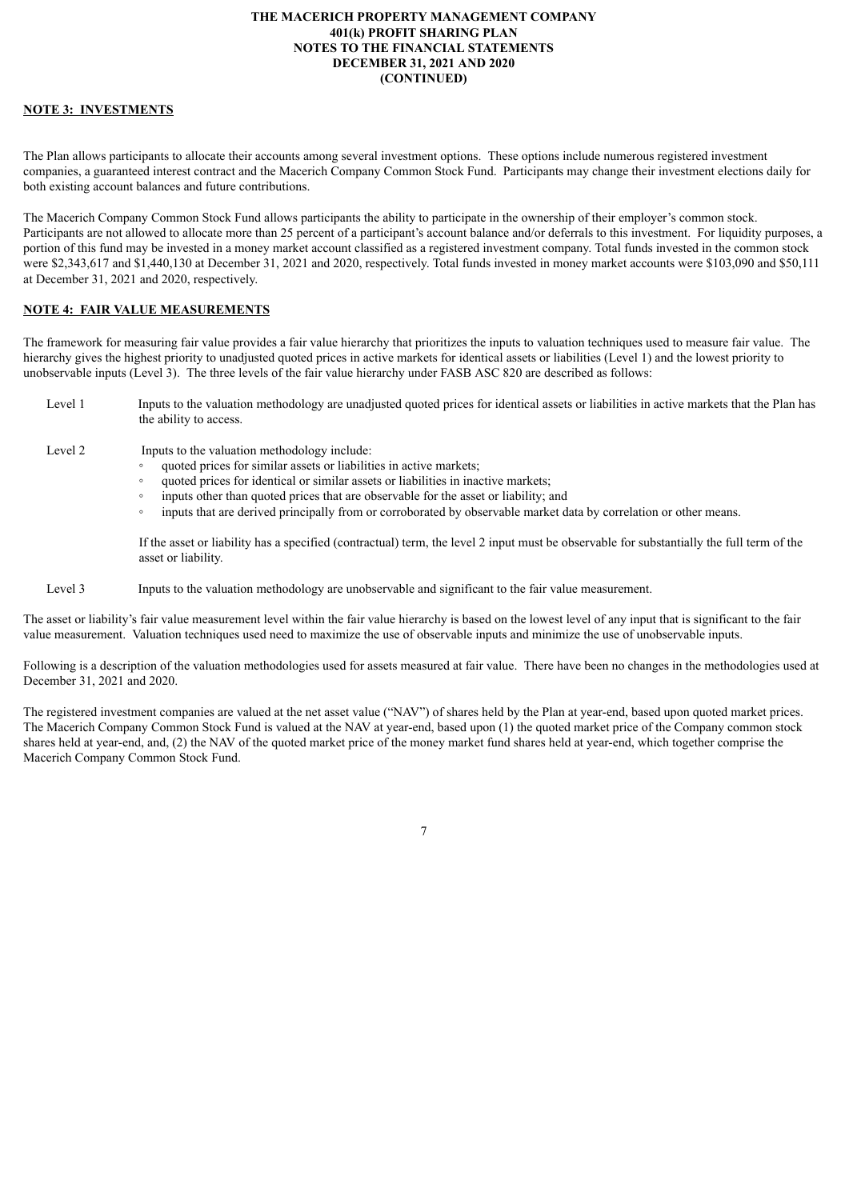**NOTE 3: INVESTMENTS**

The Plan allows participants to allocate their accounts among several investment options. These options include numerous registered investment companies, a guaranteed interest contract and the Macerich Company Common Stock Fund. Participants may change their investment elections daily for both existing account balances and future contributions.

The Macerich Company Common Stock Fund allows participants the ability to participate in the ownership of their employer's common stock. Participants are not allowed to allocate more than 25 percent of a participant's account balance and/or deferrals to this investment. For liquidity purposes, a portion of this fund may be invested in a money market account classified as a registered investment company. Total funds invested in the common stock were $2,343,617 and $1,440,130 at December 31, 2021 and 2020, respectively. Total funds invested in money market accounts were $103,090 and $50,111 at December 31, 2021 and 2020, respectively.

**NOTE 4: FAIR VALUE MEASUREMENTS**

The framework for measuring fair value provides a fair value hierarchy that prioritizes the inputs to valuation techniques used to measure fair value. The hierarchy gives the highest priority to unadjusted quoted prices in active markets for identical assets or liabilities (Level 1) and the lowest priority to unobservable inputs (Level 3). The three levels of the fair value hierarchy under FASB ASC 820 are described as follows:

Level 1 Inputs to the valuation methodology are unadjusted quoted prices for identical assets or liabilities in active markets that the Plan has the ability to access.

Level 2 Inputs to the valuation methodology include:

- quoted prices for similar assets or liabilities in active markets;
- quoted prices for identical or similar assets or liabilities in inactive markets;
- inputs other than quoted prices that are observable for the asset or liability; and
- inputs that are derived principally from or corroborated by observable market data by correlation or other means.

If the asset or liability has a specified (contractual) term, the level 2 input must be observable for substantially the full term of the asset or liability.

Level 3 Inputs to the valuation methodology are unobservable and significant to the fair value measurement.

The asset or liability's fair value measurement level within the fair value hierarchy is based on the lowest level of any input that is significant to the fair value measurement. Valuation techniques used need to maximize the use of observable inputs and minimize the use of unobservable inputs.

Following is a description of the valuation methodologies used for assets measured at fair value. There have been no changes in the methodologies used at December 31, 2021 and 2020.

The registered investment companies are valued at the net asset value ("NAV") of shares held by the Plan at year-end, based upon quoted market prices. The Macerich Company Common Stock Fund is valued at the NAV at year-end, based upon (1) the quoted market price of the Company common stock shares held at year-end, and, (2) the NAV of the quoted market price of the money market fund shares held at year-end, which together comprise the Macerich Company Common Stock Fund.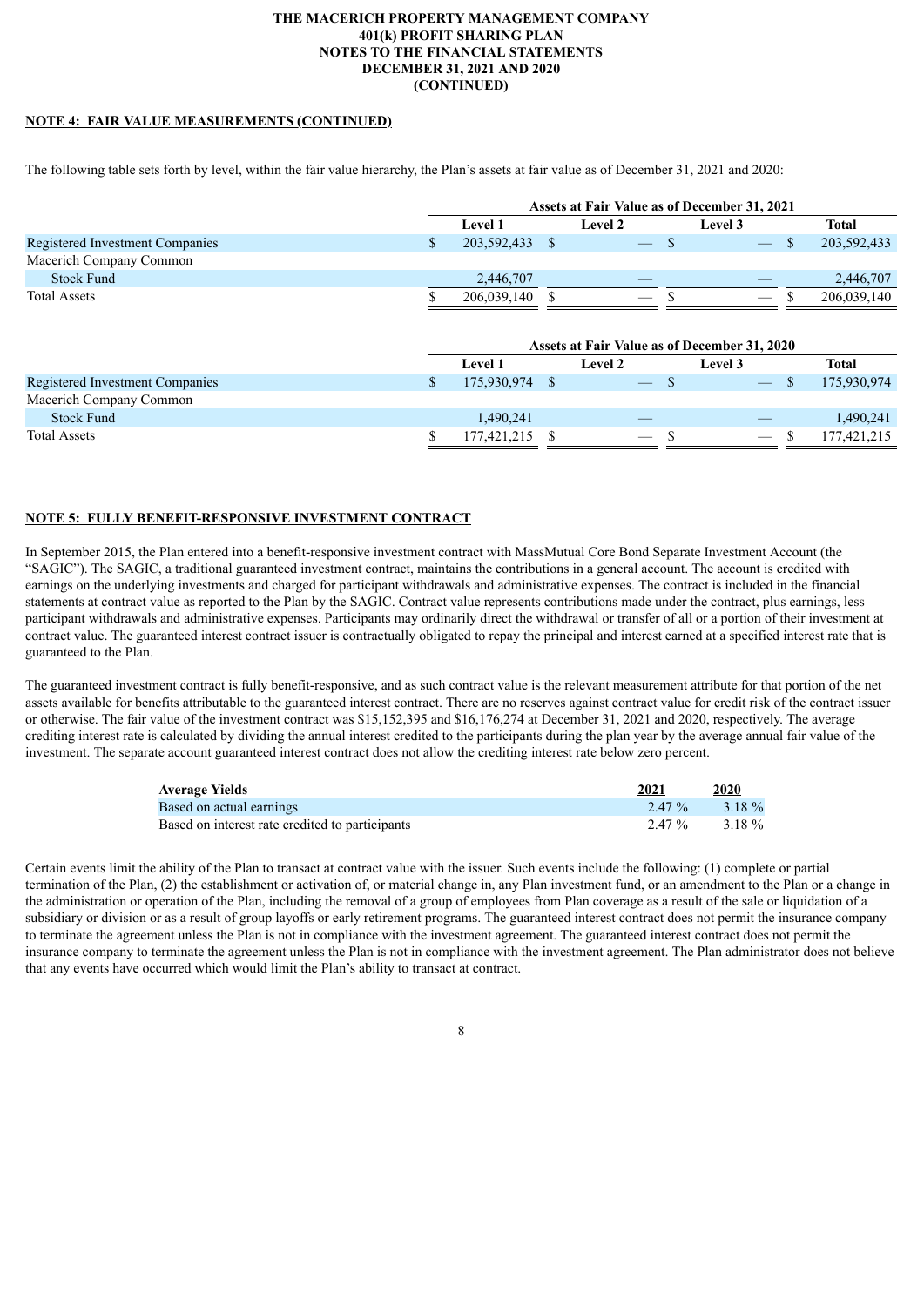**NOTE 4: FAIR VALUE MEASUREMENTS (CONTINUED)**

The following table sets forth by level, within the fair value hierarchy, the Plan's assets at fair value as of December 31, 2021 and 2020:

| | Assets at Fair Value as of December 31, 2021 | | | |
|---|---|---|---|---|
| | Level 1 | Level 2 | Level 3 | Total |
| Registered Investment Companies | $ 203,592,433 | $ — | $ — | $ 203,592,433 |
| Macerich Company Common Stock Fund | 2,446,707 | — | — | 2,446,707 |
| Total Assets | $ 206,039,140 | $ — | $ — | $ 206,039,140 |

| | Assets at Fair Value as of December 31, 2020 | | | |
|---|---|---|---|---|
| | Level 1 | Level 2 | Level 3 | Total |
| Registered Investment Companies | $ 175,930,974 | $ — | $ — | $ 175,930,974 |
| Macerich Company Common Stock Fund | 1,490,241 | — | — | 1,490,241 |
| Total Assets | $ 177,421,215 | $ — | $ — | $ 177,421,215 |

**NOTE 5: FULLY BENEFIT-RESPONSIVE INVESTMENT CONTRACT**

In September 2015, the Plan entered into a benefit-responsive investment contract with MassMutual Core Bond Separate Investment Account (the "SAGIC"). The SAGIC, a traditional guaranteed investment contract, maintains the contributions in a general account. The account is credited with earnings on the underlying investments and charged for participant withdrawals and administrative expenses. The contract is included in the financial statements at contract value as reported to the Plan by the SAGIC. Contract value represents contributions made under the contract, plus earnings, less participant withdrawals and administrative expenses. Participants may ordinarily direct the withdrawal or transfer of all or a portion of their investment at contract value. The guaranteed interest contract issuer is contractually obligated to repay the principal and interest earned at a specified interest rate that is guaranteed to the Plan.

The guaranteed investment contract is fully benefit-responsive, and as such contract value is the relevant measurement attribute for that portion of the net assets available for benefits attributable to the guaranteed interest contract. There are no reserves against contract value for credit risk of the contract issuer or otherwise. The fair value of the investment contract was $15,152,395 and $16,176,274 at December 31, 2021 and 2020, respectively. The average crediting interest rate is calculated by dividing the annual interest credited to the participants during the plan year by the average annual fair value of the investment. The separate account guaranteed interest contract does not allow the crediting interest rate below zero percent.

| Average Yields | 2021 | 2020 |
|---|---|---|
| Based on actual earnings | 2.47 % | 3.18 % |
| Based on interest rate credited to participants | 2.47 % | 3.18 % |

Certain events limit the ability of the Plan to transact at contract value with the issuer. Such events include the following: (1) complete or partial termination of the Plan, (2) the establishment or activation of, or material change in, any Plan investment fund, or an amendment to the Plan or a change in the administration or operation of the Plan, including the removal of a group of employees from Plan coverage as a result of the sale or liquidation of a subsidiary or division or as a result of group layoffs or early retirement programs. The guaranteed interest contract does not permit the insurance company to terminate the agreement unless the Plan is not in compliance with the investment agreement. The guaranteed interest contract does not permit the insurance company to terminate the agreement unless the Plan is not in compliance with the investment agreement. The Plan administrator does not believe that any events have occurred which would limit the Plan's ability to transact at contract.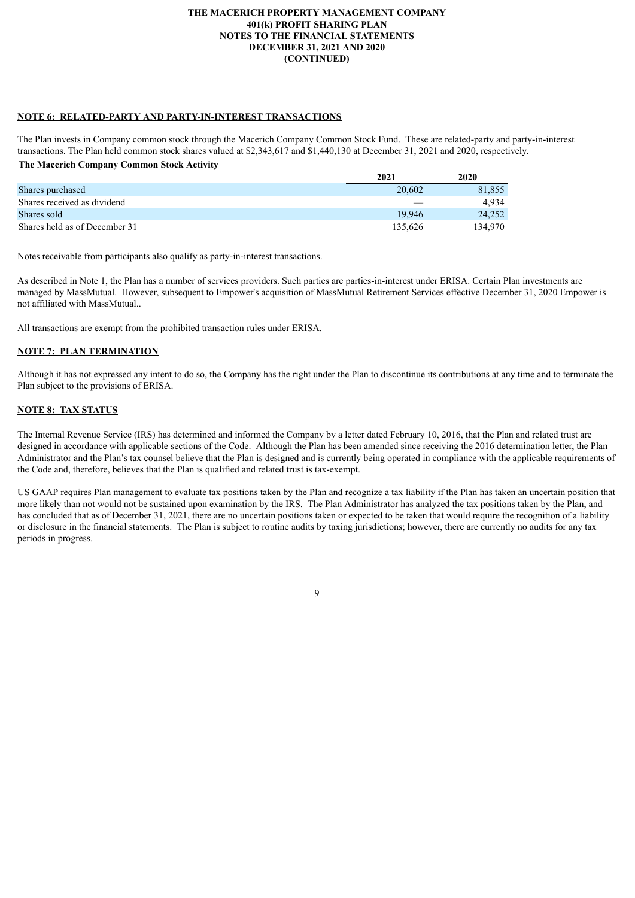## NOTE 6: RELATED-PARTY AND PARTY-IN-INTEREST TRANSACTIONS

The Plan invests in Company common stock through the Macerich Company Common Stock Fund. These are related-party and party-in-interest transactions. The Plan held common stock shares valued at $2,343,617 and $1,440,130 at December 31, 2021 and 2020, respectively.

**The Macerich Company Common Stock Activity**

| | 2021 | 2020 |
|---|---|---|
| Shares purchased | 20,602 | 81,855 |
| Shares received as dividend | — | 4,934 |
| Shares sold | 19,946 | 24,252 |
| Shares held as of December 31 | 135,626 | 134,970 |

Notes receivable from participants also qualify as party-in-interest transactions.

As described in Note 1, the Plan has a number of services providers. Such parties are parties-in-interest under ERISA. Certain Plan investments are managed by MassMutual. However, subsequent to Empower's acquisition of MassMutual Retirement Services effective December 31, 2020 Empower is not affiliated with MassMutual..

All transactions are exempt from the prohibited transaction rules under ERISA.

## NOTE 7: PLAN TERMINATION

Although it has not expressed any intent to do so, the Company has the right under the Plan to discontinue its contributions at any time and to terminate the Plan subject to the provisions of ERISA.

## NOTE 8: TAX STATUS

The Internal Revenue Service (IRS) has determined and informed the Company by a letter dated February 10, 2016, that the Plan and related trust are designed in accordance with applicable sections of the Code. Although the Plan has been amended since receiving the 2016 determination letter, the Plan Administrator and the Plan's tax counsel believe that the Plan is designed and is currently being operated in compliance with the applicable requirements of the Code and, therefore, believes that the Plan is qualified and related trust is tax-exempt.

US GAAP requires Plan management to evaluate tax positions taken by the Plan and recognize a tax liability if the Plan has taken an uncertain position that more likely than not would not be sustained upon examination by the IRS. The Plan Administrator has analyzed the tax positions taken by the Plan, and has concluded that as of December 31, 2021, there are no uncertain positions taken or expected to be taken that would require the recognition of a liability or disclosure in the financial statements. The Plan is subject to routine audits by taxing jurisdictions; however, there are currently no audits for any tax periods in progress.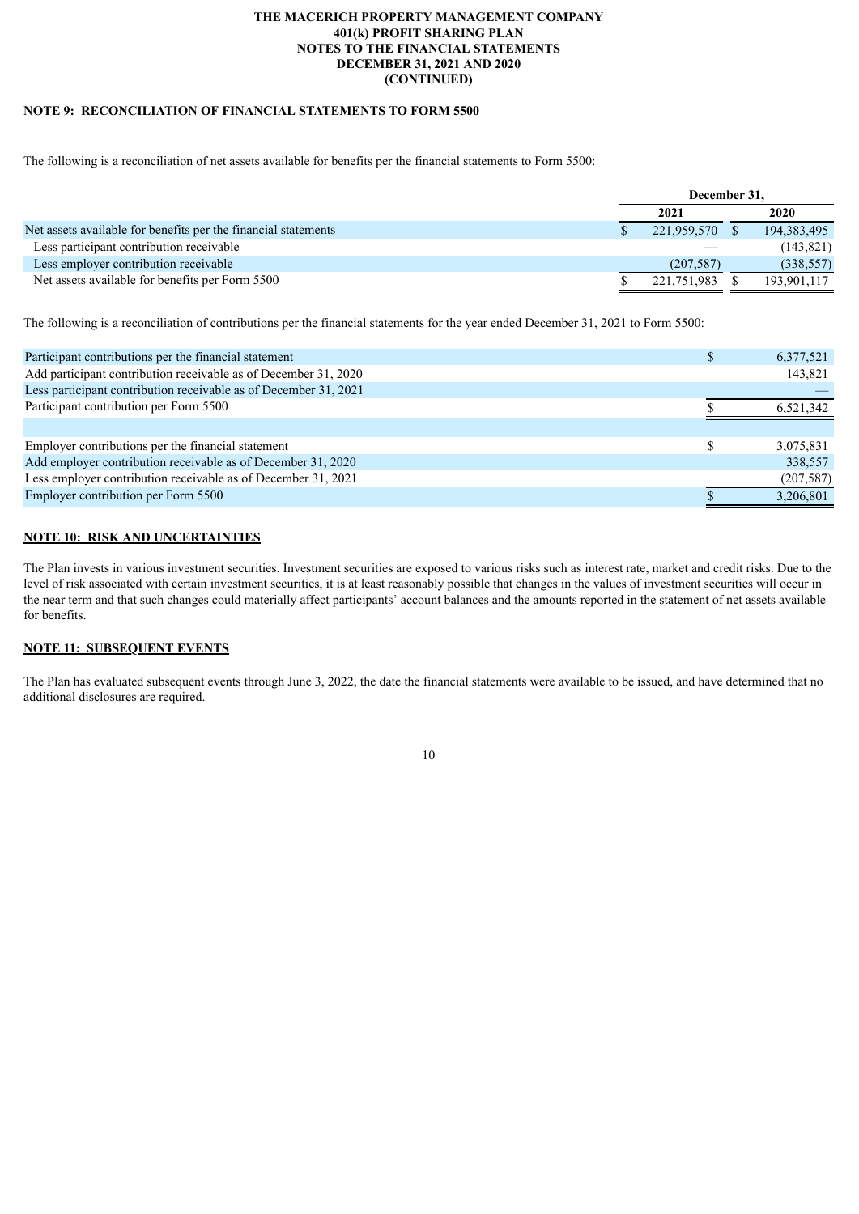THE MACERICH PROPERTY MANAGEMENT COMPANY
401(k) PROFIT SHARING PLAN
NOTES TO THE FINANCIAL STATEMENTS
DECEMBER 31, 2021 AND 2020
(CONTINUED)

**NOTE 9: RECONCILIATION OF FINANCIAL STATEMENTS TO FORM 5500**

The following is a reconciliation of net assets available for benefits per the financial statements to Form 5500:

| | December 31, | |
|---|---|---|
| | 2021 | 2020 |
| Net assets available for benefits per the financial statements | $ 221,959,570 | $ 194,383,495 |
| Less participant contribution receivable | — | (143,821) |
| Less employer contribution receivable | (207,587) | (338,557) |
| Net assets available for benefits per Form 5500 | $ 221,751,983 | $ 193,901,117 |

The following is a reconciliation of contributions per the financial statements for the year ended December 31, 2021 to Form 5500:

| | |
|---|---|
| Participant contributions per the financial statement | $ 6,377,521 |
| Add participant contribution receivable as of December 31, 2020 | 143,821 |
| Less participant contribution receivable as of December 31, 2021 | — |
| Participant contribution per Form 5500 | $ 6,521,342 |
| | |
| Employer contributions per the financial statement | $ 3,075,831 |
| Add employer contribution receivable as of December 31, 2020 | 338,557 |
| Less employer contribution receivable as of December 31, 2021 | (207,587) |
| Employer contribution per Form 5500 | $ 3,206,801 |

**NOTE 10: RISK AND UNCERTAINTIES**

The Plan invests in various investment securities. Investment securities are exposed to various risks such as interest rate, market and credit risks. Due to the level of risk associated with certain investment securities, it is at least reasonably possible that changes in the values of investment securities will occur in the near term and that such changes could materially affect participants' account balances and the amounts reported in the statement of net assets available for benefits.

**NOTE 11: SUBSEQUENT EVENTS**

The Plan has evaluated subsequent events through June 3, 2022, the date the financial statements were available to be issued, and have determined that no additional disclosures are required.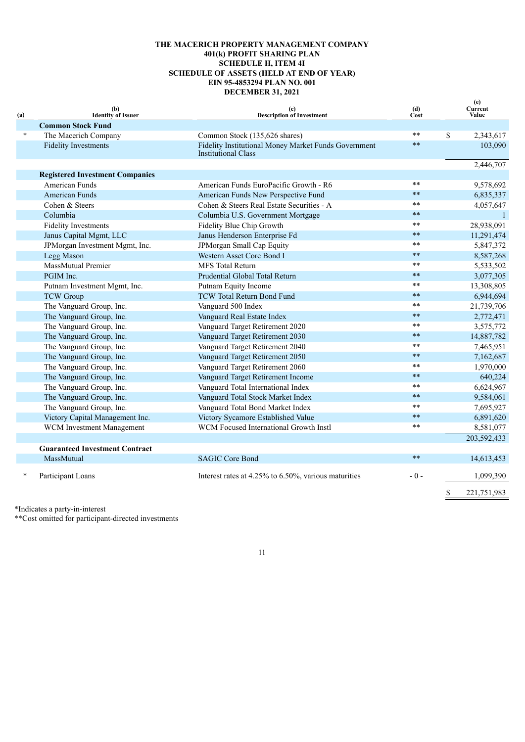**THE MACERICH PROPERTY MANAGEMENT COMPANY**
**401(k) PROFIT SHARING PLAN**
**SCHEDULE H, ITEM 4I**
**SCHEDULE OF ASSETS (HELD AT END OF YEAR)**
**EIN 95-4853294 PLAN NO. 001**
**DECEMBER 31, 2021**

| (a) | (b) Identity of Issuer | (c) Description of Investment | (d) Cost | (e) Current Value |
|---|---|---|---|---|
| | **Common Stock Fund** | | | |
| * | The Macerich Company | Common Stock (135,626 shares) | ** | $ 2,343,617 |
| | Fidelity Investments | Fidelity Institutional Money Market Funds Government Institutional Class | ** | 103,090 |
| | | | | 2,446,707 |
| | **Registered Investment Companies** | | | |
| | American Funds | American Funds EuroPacific Growth - R6 | ** | 9,578,692 |
| | American Funds | American Funds New Perspective Fund | ** | 6,835,337 |
| | Cohen & Steers | Cohen & Steers Real Estate Securities - A | ** | 4,057,647 |
| | Columbia | Columbia U.S. Government Mortgage | ** | 1 |
| | Fidelity Investments | Fidelity Blue Chip Growth | ** | 28,938,091 |
| | Janus Capital Mgmt, LLC | Janus Henderson Enterprise Fd | ** | 11,291,474 |
| | JPMorgan Investment Mgmt, Inc. | JPMorgan Small Cap Equity | ** | 5,847,372 |
| | Legg Mason | Western Asset Core Bond I | ** | 8,587,268 |
| | MassMutual Premier | MFS Total Return | ** | 5,533,502 |
| | PGIM Inc. | Prudential Global Total Return | ** | 3,077,305 |
| | Putnam Investment Mgmt, Inc. | Putnam Equity Income | ** | 13,308,805 |
| | TCW Group | TCW Total Return Bond Fund | ** | 6,944,694 |
| | The Vanguard Group, Inc. | Vanguard 500 Index | ** | 21,739,706 |
| | The Vanguard Group, Inc. | Vanguard Real Estate Index | ** | 2,772,471 |
| | The Vanguard Group, Inc. | Vanguard Target Retirement 2020 | ** | 3,575,772 |
| | The Vanguard Group, Inc. | Vanguard Target Retirement 2030 | ** | 14,887,782 |
| | The Vanguard Group, Inc. | Vanguard Target Retirement 2040 | ** | 7,465,951 |
| | The Vanguard Group, Inc. | Vanguard Target Retirement 2050 | ** | 7,162,687 |
| | The Vanguard Group, Inc. | Vanguard Target Retirement 2060 | ** | 1,970,000 |
| | The Vanguard Group, Inc. | Vanguard Target Retirement Income | ** | 640,224 |
| | The Vanguard Group, Inc. | Vanguard Total International Index | ** | 6,624,967 |
| | The Vanguard Group, Inc. | Vanguard Total Stock Market Index | ** | 9,584,061 |
| | The Vanguard Group, Inc. | Vanguard Total Bond Market Index | ** | 7,695,927 |
| | Victory Capital Management Inc. | Victory Sycamore Established Value | ** | 6,891,620 |
| | WCM Investment Management | WCM Focused International Growth Instl | ** | 8,581,077 |
| | | | | 203,592,433 |
| | **Guaranteed Investment Contract** | | | |
| | MassMutual | SAGIC Core Bond | ** | 14,613,453 |
| * | Participant Loans | Interest rates at 4.25% to 6.50%, various maturities | - 0 - | 1,099,390 |
| | | | | $ 221,751,983 |

*Indicates a party-in-interest
**Cost omitted for participant-directed investments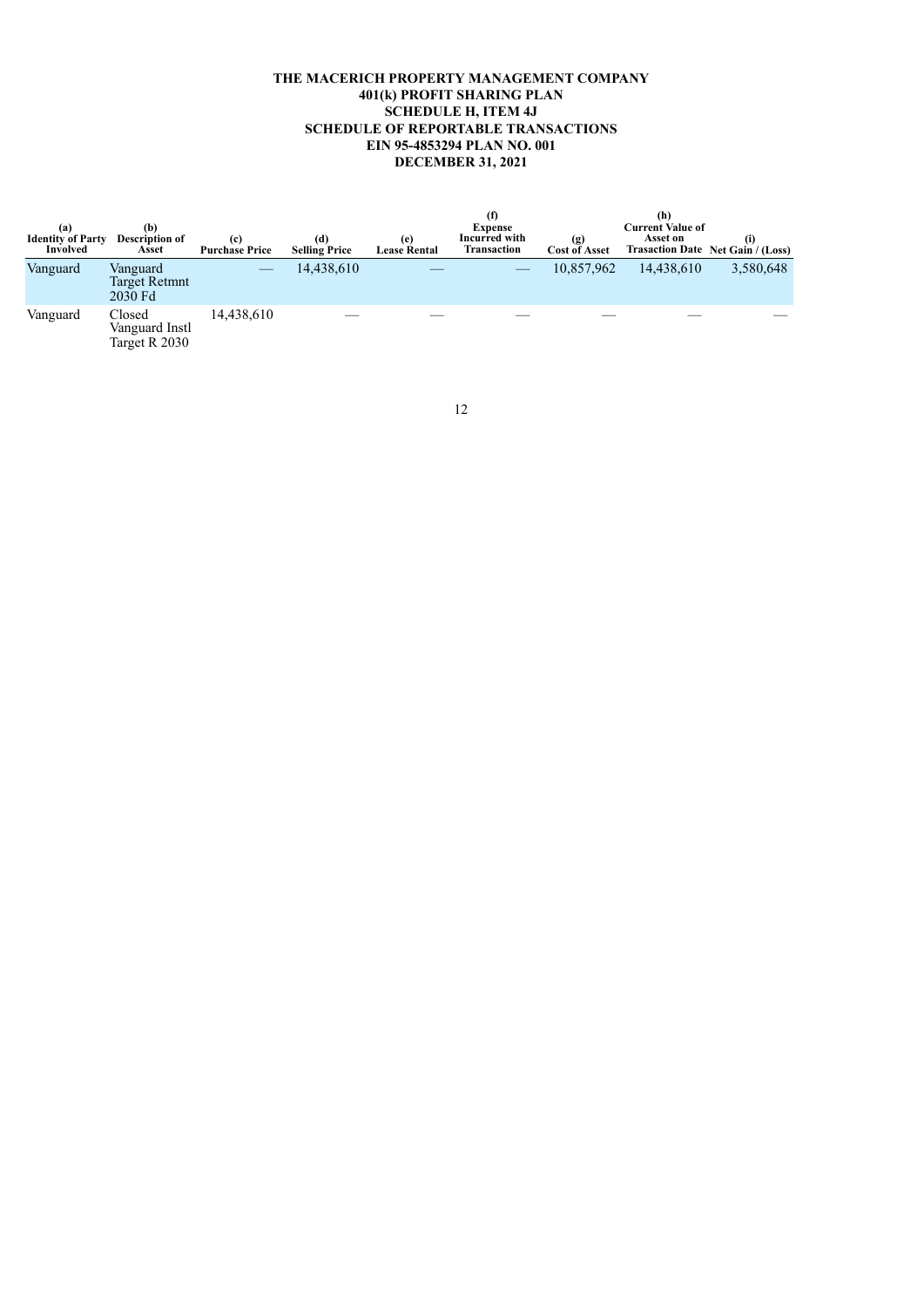**THE MACERICH PROPERTY MANAGEMENT COMPANY**
**401(k) PROFIT SHARING PLAN**
**SCHEDULE H, ITEM 4J**
**SCHEDULE OF REPORTABLE TRANSACTIONS**
**EIN 95-4853294 PLAN NO. 001**
**DECEMBER 31, 2021**

| (a) Identity of Party Involved | (b) Description of Asset | (c) Purchase Price | (d) Selling Price | (e) Lease Rental | (f) Expense Incurred with Transaction | (g) Cost of Asset | (h) Current Value of Asset on Trasaction Date | (i) Net Gain / (Loss) |
|---|---|---|---|---|---|---|---|---|
| Vanguard | Vanguard Target Retmnt 2030 Fd | — | 14,438,610 | — | — | 10,857,962 | 14,438,610 | 3,580,648 |
| Vanguard | Closed Vanguard Instl Target R 2030 | 14,438,610 | — | — | — | — | — | — |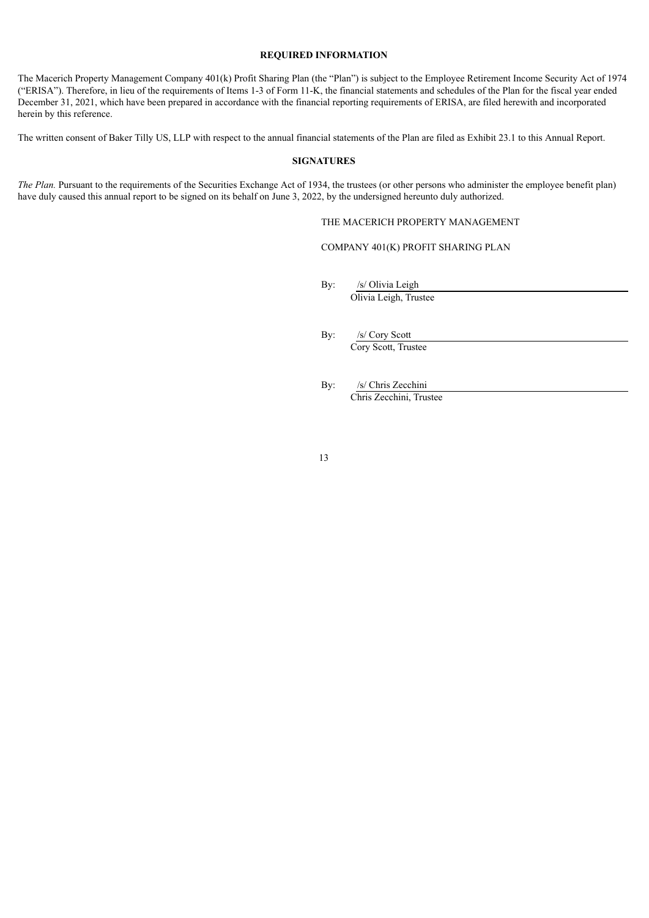## REQUIRED INFORMATION

The Macerich Property Management Company 401(k) Profit Sharing Plan (the "Plan") is subject to the Employee Retirement Income Security Act of 1974 ("ERISA"). Therefore, in lieu of the requirements of Items 1-3 of Form 11-K, the financial statements and schedules of the Plan for the fiscal year ended December 31, 2021, which have been prepared in accordance with the financial reporting requirements of ERISA, are filed herewith and incorporated herein by this reference.

The written consent of Baker Tilly US, LLP with respect to the annual financial statements of the Plan are filed as Exhibit 23.1 to this Annual Report.

## SIGNATURES

*The Plan.* Pursuant to the requirements of the Securities Exchange Act of 1934, the trustees (or other persons who administer the employee benefit plan) have duly caused this annual report to be signed on its behalf on June 3, 2022, by the undersigned hereunto duly authorized.

THE MACERICH PROPERTY MANAGEMENT

COMPANY 401(K) PROFIT SHARING PLAN

By: /s/ Olivia Leigh
Olivia Leigh, Trustee

By: /s/ Cory Scott
Cory Scott, Trustee

By: /s/ Chris Zecchini
Chris Zecchini, Trustee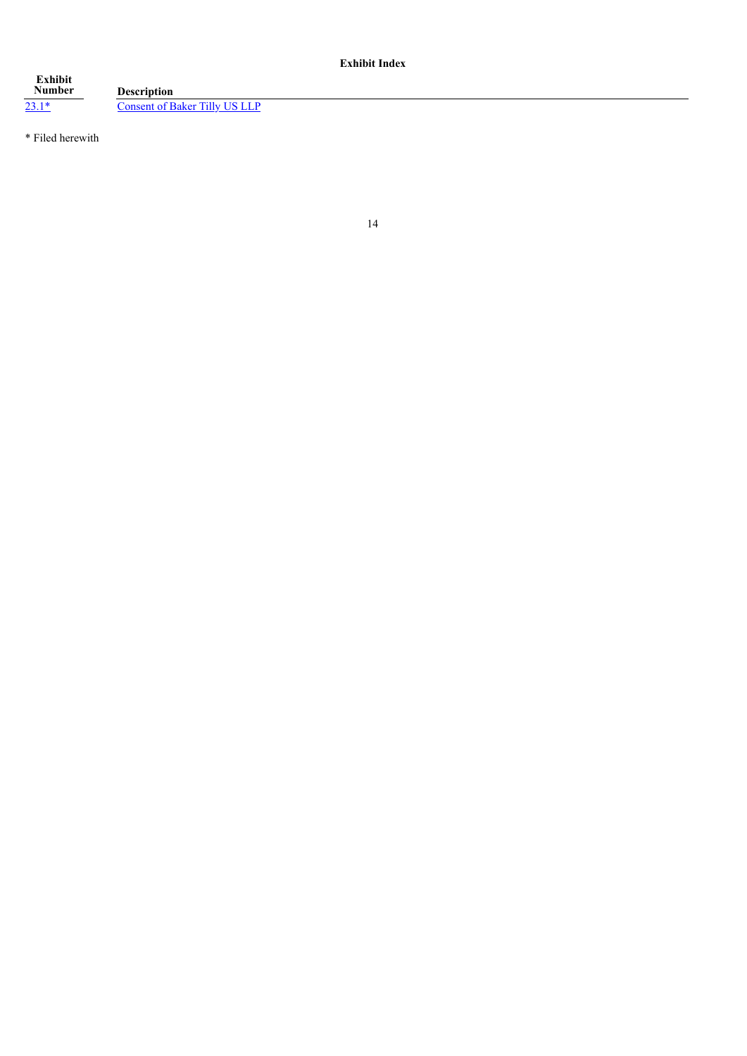## Exhibit Index

| Exhibit Number | Description |
| --- | --- |
| 23.1* | Consent of Baker Tilly US LLP |

* Filed herewith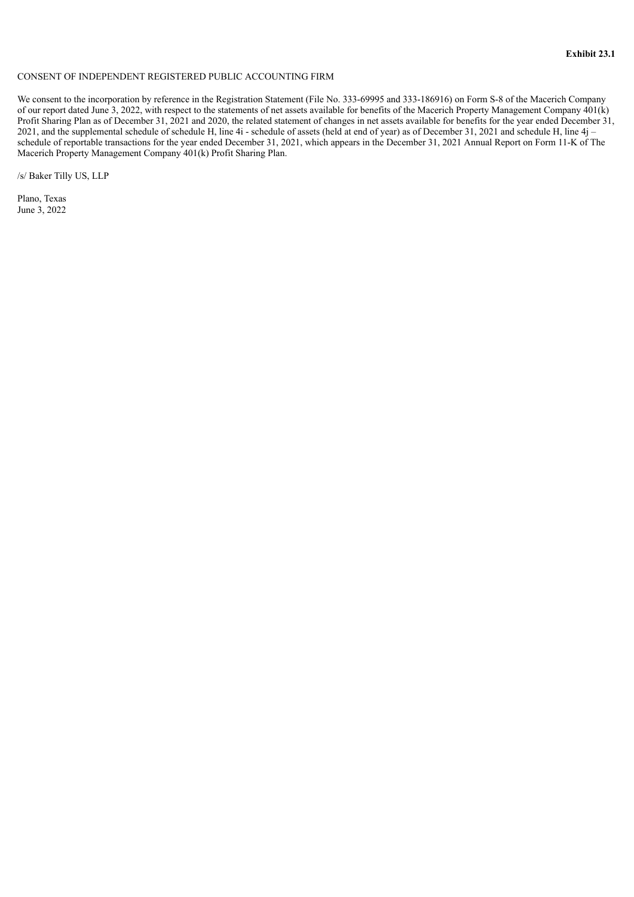**Exhibit 23.1**

CONSENT OF INDEPENDENT REGISTERED PUBLIC ACCOUNTING FIRM

We consent to the incorporation by reference in the Registration Statement (File No. 333-69995 and 333-186916) on Form S-8 of the Macerich Company of our report dated June 3, 2022, with respect to the statements of net assets available for benefits of the Macerich Property Management Company 401(k) Profit Sharing Plan as of December 31, 2021 and 2020, the related statement of changes in net assets available for benefits for the year ended December 31, 2021, and the supplemental schedule of schedule H, line 4i - schedule of assets (held at end of year) as of December 31, 2021 and schedule H, line 4j – schedule of reportable transactions for the year ended December 31, 2021, which appears in the December 31, 2021 Annual Report on Form 11-K of The Macerich Property Management Company 401(k) Profit Sharing Plan.

/s/ Baker Tilly US, LLP

Plano, Texas
June 3, 2022